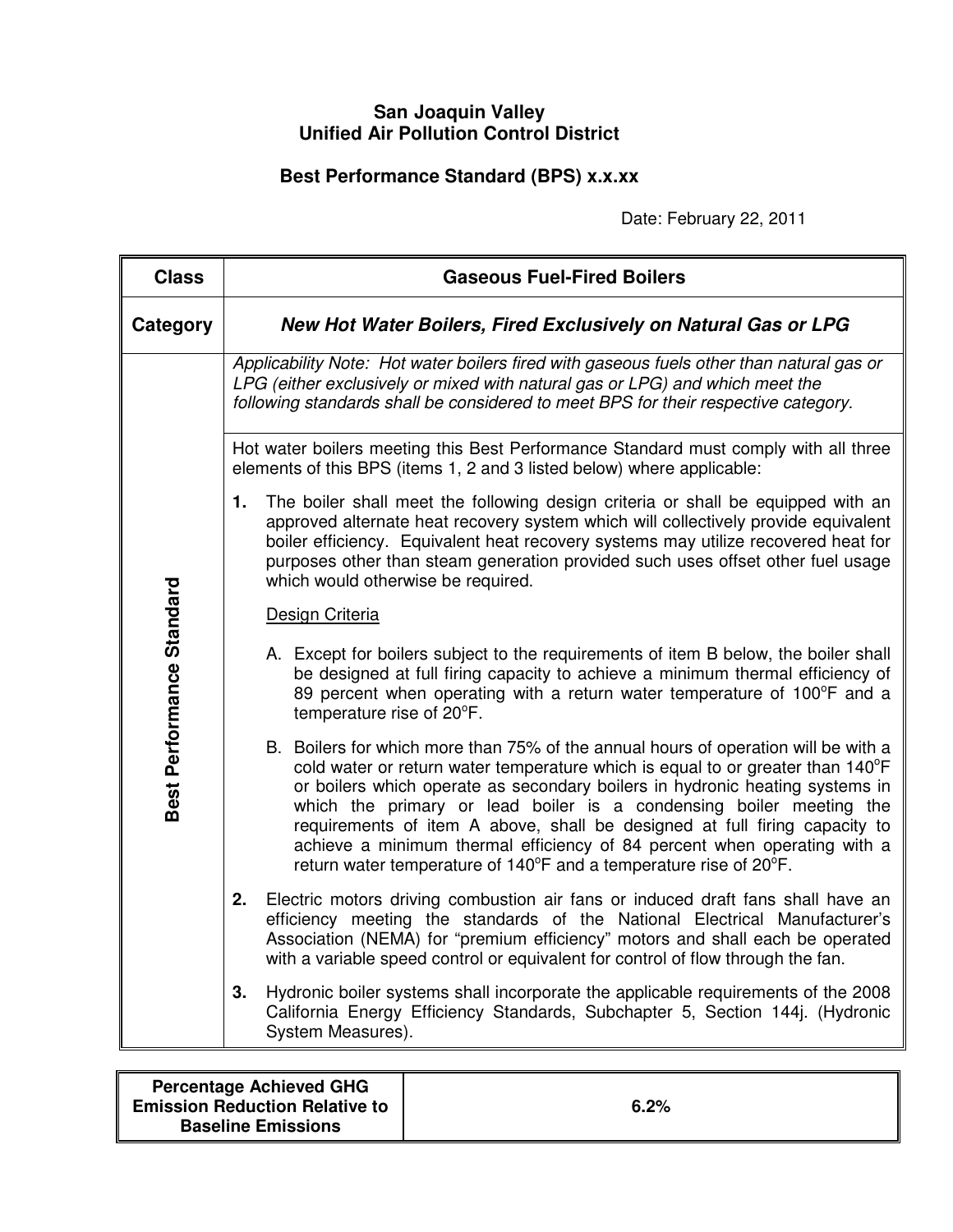**San Joaquin Valley**
**Unified Air Pollution Control District**

**Best Performance Standard (BPS) x.x.xx**

Date: February 22, 2011

| **Class** | **Gaseous Fuel-Fired Boilers** |
|---|---|
| **Category** | ***New Hot Water Boilers, Fired Exclusively on Natural Gas or LPG*** |
| **Best Performance Standard** | *Applicability Note: Hot water boilers fired with gaseous fuels other than natural gas or LPG (either exclusively or mixed with natural gas or LPG) and which meet the following standards shall be considered to meet BPS for their respective category.* |
| | Hot water boilers meeting this Best Performance Standard must comply with all three elements of this BPS (items 1, 2 and 3 listed below) where applicable:<br><br>**1.** The boiler shall meet the following design criteria or shall be equipped with an approved alternate heat recovery system which will collectively provide equivalent boiler efficiency. Equivalent heat recovery systems may utilize recovered heat for purposes other than steam generation provided such uses offset other fuel usage which would otherwise be required.<br><br><u>Design Criteria</u><br><br>A. Except for boilers subject to the requirements of item B below, the boiler shall be designed at full firing capacity to achieve a minimum thermal efficiency of 89 percent when operating with a return water temperature of 100°F and a temperature rise of 20°F.<br><br>B. Boilers for which more than 75% of the annual hours of operation will be with a cold water or return water temperature which is equal to or greater than 140°F or boilers which operate as secondary boilers in hydronic heating systems in which the primary or lead boiler is a condensing boiler meeting the requirements of item A above, shall be designed at full firing capacity to achieve a minimum thermal efficiency of 84 percent when operating with a return water temperature of 140°F and a temperature rise of 20°F.<br><br>**2.** Electric motors driving combustion air fans or induced draft fans shall have an efficiency meeting the standards of the National Electrical Manufacturer's Association (NEMA) for "premium efficiency" motors and shall each be operated with a variable speed control or equivalent for control of flow through the fan.<br><br>**3.** Hydronic boiler systems shall incorporate the applicable requirements of the 2008 California Energy Efficiency Standards, Subchapter 5, Section 144j. (Hydronic System Measures). |

| **Percentage Achieved GHG Emission Reduction Relative to Baseline Emissions** | **6.2%** |
|---|---|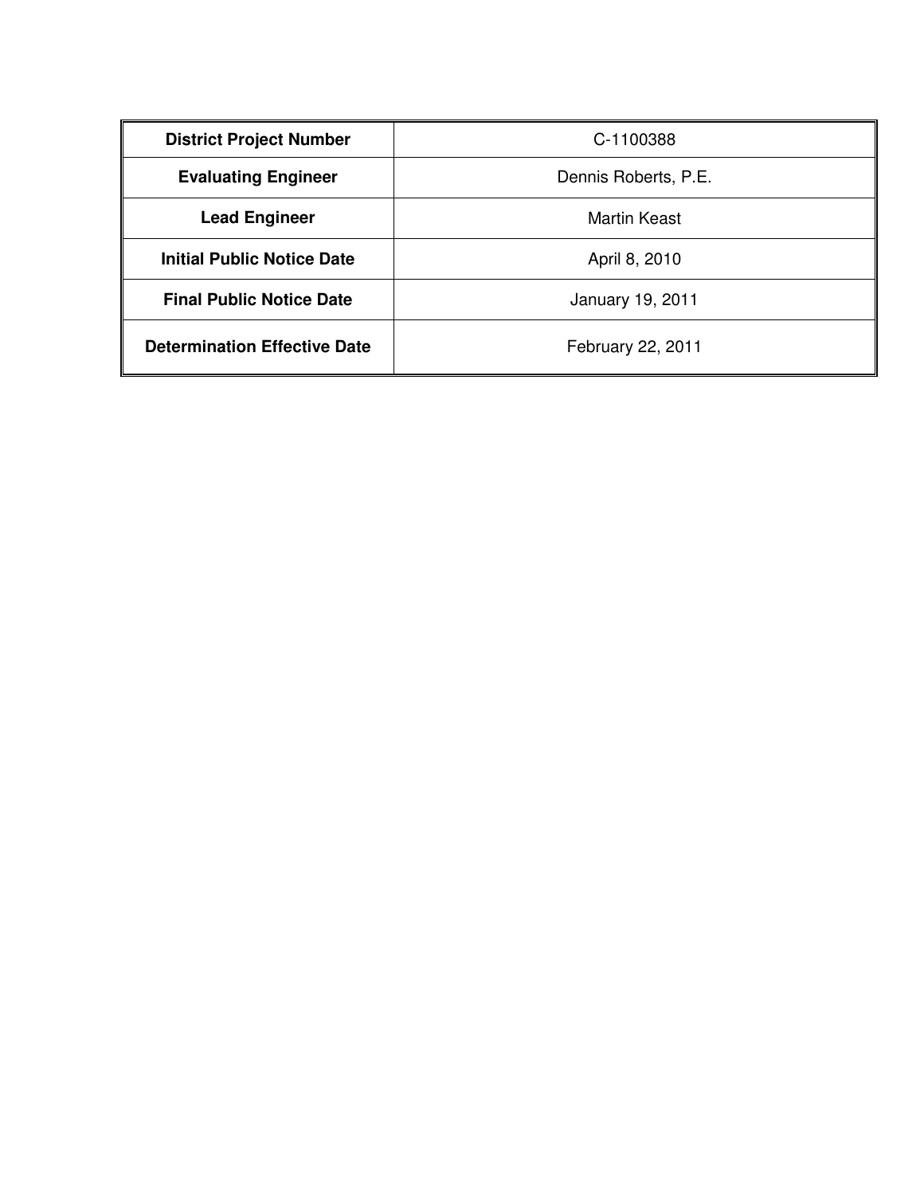| | |
|---|---|
| **District Project Number** | C-1100388 |
| **Evaluating Engineer** | Dennis Roberts, P.E. |
| **Lead Engineer** | Martin Keast |
| **Initial Public Notice Date** | April 8, 2010 |
| **Final Public Notice Date** | January 19, 2011 |
| **Determination Effective Date** | February 22, 2011 |